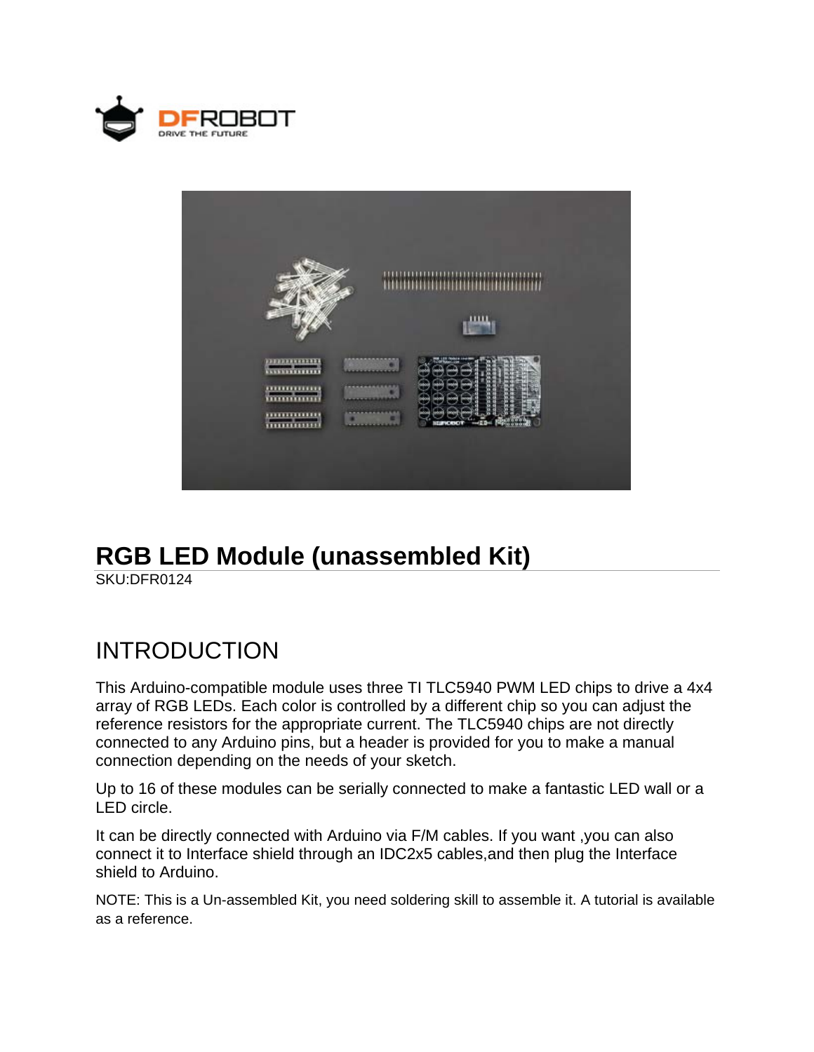# RGB LED Module (unassembled Kit)

SKU:DFR0124

## INTRODUCTION

This Arduino-compatible module uses three TI TLC5940 PWM LED chips to drive a 4x4 array of RGB LEDs. Each color is controlled by a different chip so you can adjust the reference resistors for the appropriate current. The TLC5940 chips are not directly connected to any Arduino pins, but a header is provided for you to make a manual connection depending on the needs of your sketch.

Up to 16 of these modules can be serially connected to make a fantastic LED wall or a LED circle.

It can be directly connected with Arduino via F/M cables. If you want ,you can also connect it to Interface shield through an IDC2x5 cables,and then plug the Interface shield to Arduino.

NOTE: This is a Un-assembled Kit, you need soldering skill to assemble it. A tutorial is available as a reference.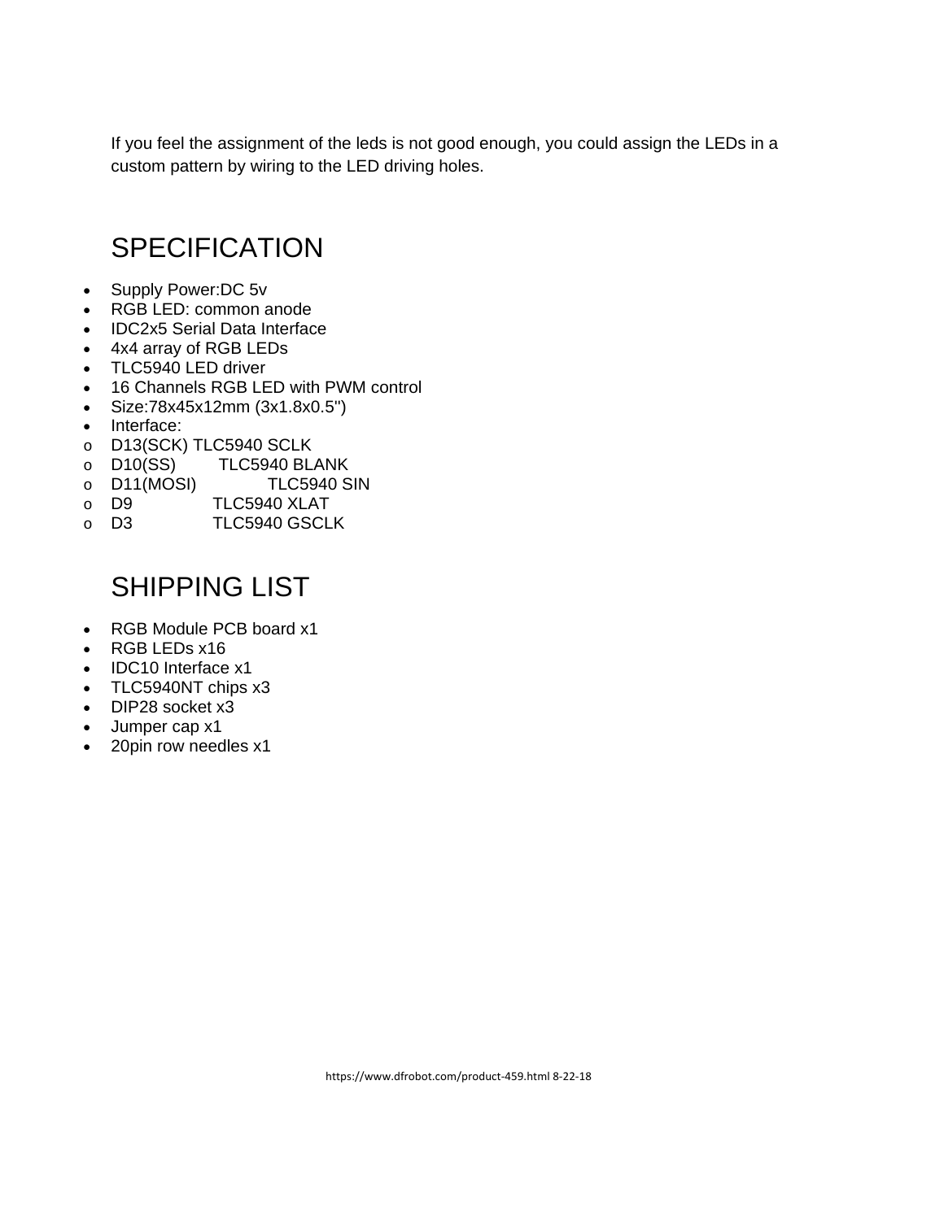If you feel the assignment of the leds is not good enough, you could assign the LEDs in a custom pattern by wiring to the LED driving holes.

## SPECIFICATION

- Supply Power:DC 5v
- RGB LED: common anode
- IDC2x5 Serial Data Interface
- 4x4 array of RGB LEDs
- TLC5940 LED driver
- 16 Channels RGB LED with PWM control
- Size:78x45x12mm (3x1.8x0.5'')
- Interface:
  - D13(SCK) TLC5940 SCLK
  - D10(SS) TLC5940 BLANK
  - D11(MOSI) TLC5940 SIN
  - D9 TLC5940 XLAT
  - D3 TLC5940 GSCLK

## SHIPPING LIST

- RGB Module PCB board x1
- RGB LEDs x16
- IDC10 Interface x1
- TLC5940NT chips x3
- DIP28 socket x3
- Jumper cap x1
- 20pin row needles x1

https://www.dfrobot.com/product-459.html 8-22-18